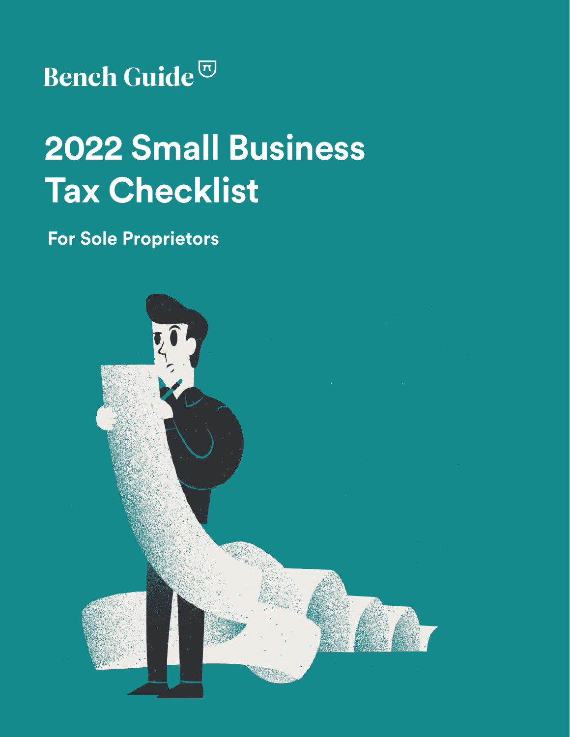Bench Guide

# 2022 Small Business Tax Checklist

## For Sole Proprietors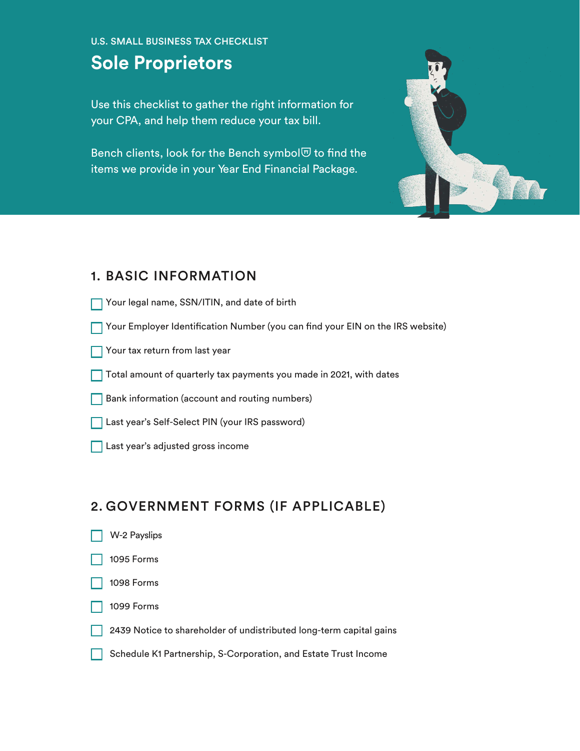U.S. SMALL BUSINESS TAX CHECKLIST

# Sole Proprietors

Use this checklist to gather the right information for your CPA, and help them reduce your tax bill.

Bench clients, look for the Bench symbol to find the items we provide in your Year End Financial Package.

## 1. BASIC INFORMATION

- [ ] Your legal name, SSN/ITIN, and date of birth
- [ ] Your Employer Identification Number (you can find your EIN on the IRS website)
- [ ] Your tax return from last year
- [ ] Total amount of quarterly tax payments you made in 2021, with dates
- [ ] Bank information (account and routing numbers)
- [ ] Last year's Self-Select PIN (your IRS password)
- [ ] Last year's adjusted gross income

## 2. GOVERNMENT FORMS (IF APPLICABLE)

- [ ] W-2 Payslips
- [ ] 1095 Forms
- [ ] 1098 Forms
- [ ] 1099 Forms
- [ ] 2439 Notice to shareholder of undistributed long-term capital gains
- [ ] Schedule K1 Partnership, S-Corporation, and Estate Trust Income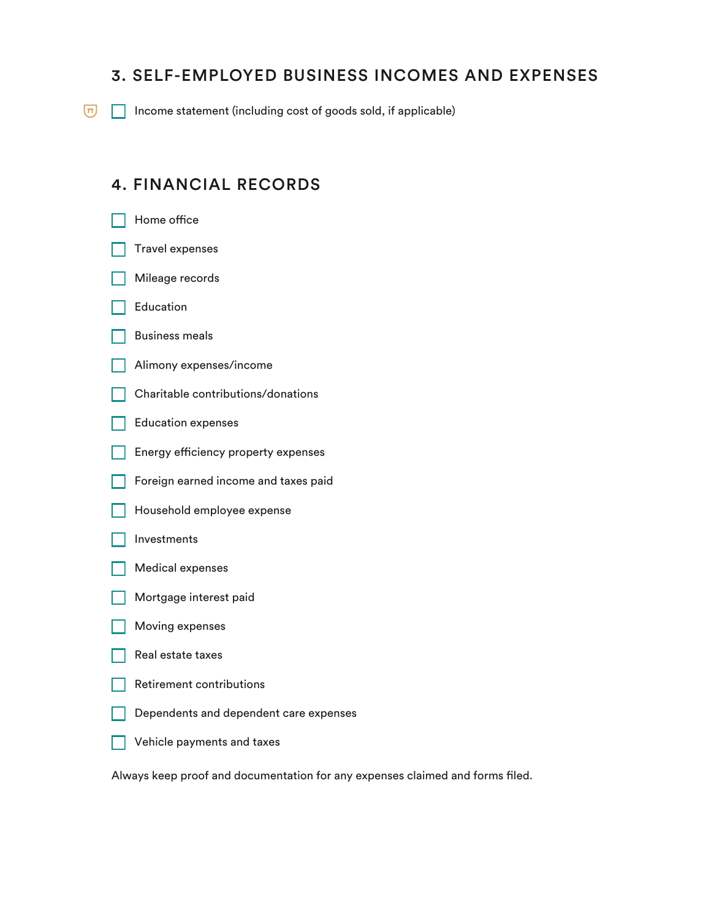## 3. SELF-EMPLOYED BUSINESS INCOMES AND EXPENSES

- [ ] Income statement (including cost of goods sold, if applicable)

## 4. FINANCIAL RECORDS

- [ ] Home office
- [ ] Travel expenses
- [ ] Mileage records
- [ ] Education
- [ ] Business meals
- [ ] Alimony expenses/income
- [ ] Charitable contributions/donations
- [ ] Education expenses
- [ ] Energy efficiency property expenses
- [ ] Foreign earned income and taxes paid
- [ ] Household employee expense
- [ ] Investments
- [ ] Medical expenses
- [ ] Mortgage interest paid
- [ ] Moving expenses
- [ ] Real estate taxes
- [ ] Retirement contributions
- [ ] Dependents and dependent care expenses
- [ ] Vehicle payments and taxes

Always keep proof and documentation for any expenses claimed and forms filed.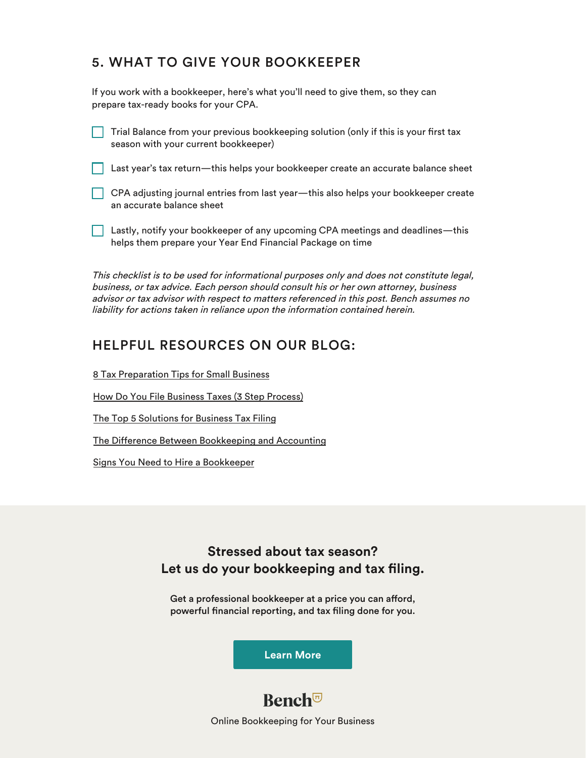## 5. WHAT TO GIVE YOUR BOOKKEEPER

If you work with a bookkeeper, here's what you'll need to give them, so they can prepare tax-ready books for your CPA.

- [ ] Trial Balance from your previous bookkeeping solution (only if this is your first tax season with your current bookkeeper)
- [ ] Last year's tax return—this helps your bookkeeper create an accurate balance sheet
- [ ] CPA adjusting journal entries from last year—this also helps your bookkeeper create an accurate balance sheet
- [ ] Lastly, notify your bookkeeper of any upcoming CPA meetings and deadlines—this helps them prepare your Year End Financial Package on time

*This checklist is to be used for informational purposes only and does not constitute legal, business, or tax advice. Each person should consult his or her own attorney, business advisor or tax advisor with respect to matters referenced in this post. Bench assumes no liability for actions taken in reliance upon the information contained herein.*

## HELPFUL RESOURCES ON OUR BLOG:

8 Tax Preparation Tips for Small Business

How Do You File Business Taxes (3 Step Process)

The Top 5 Solutions for Business Tax Filing

The Difference Between Bookkeeping and Accounting

Signs You Need to Hire a Bookkeeper

**Stressed about tax season?**
**Let us do your bookkeeping and tax filing.**

Get a professional bookkeeper at a price you can afford, powerful financial reporting, and tax filing done for you.

Learn More

Bench

Online Bookkeeping for Your Business